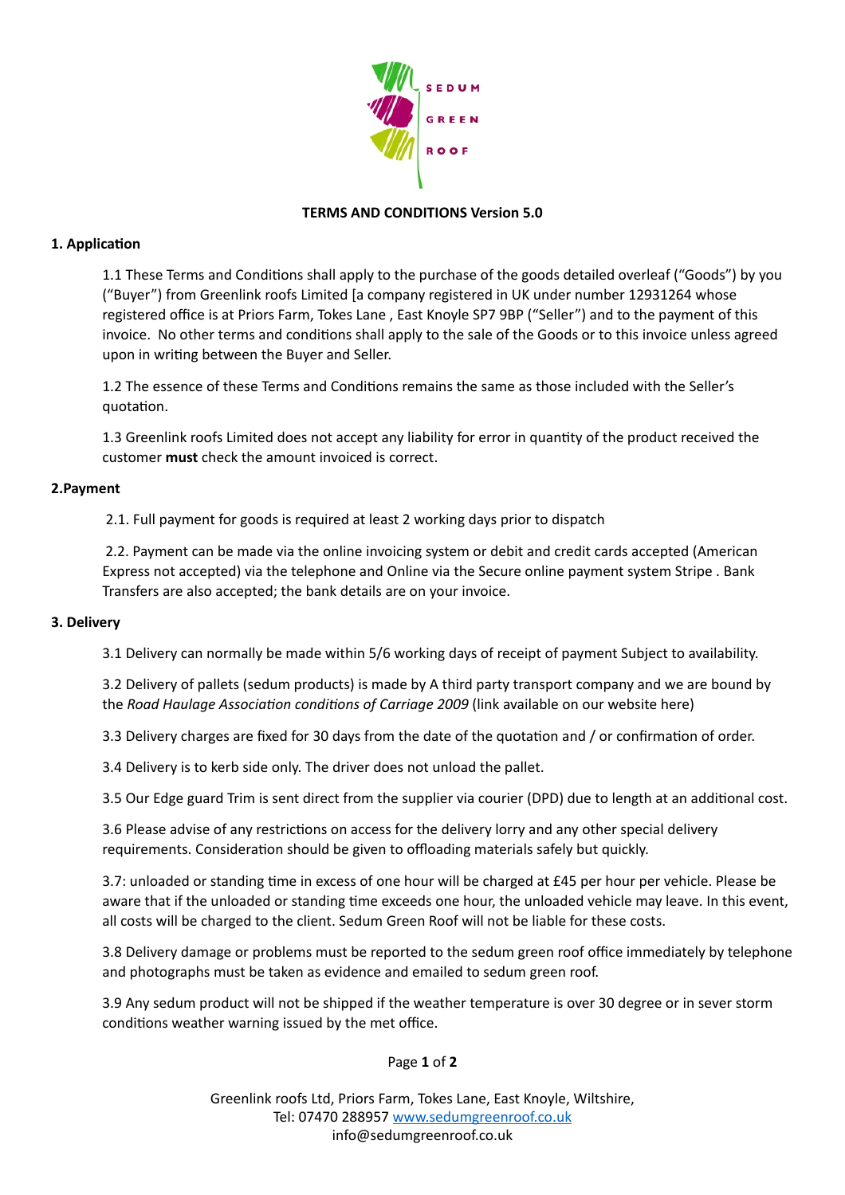SEDUM GREEN ROOF

**TERMS AND CONDITIONS Version 5.0**

**1. Application**

1.1 These Terms and Conditions shall apply to the purchase of the goods detailed overleaf ("Goods") by you ("Buyer") from Greenlink roofs Limited [a company registered in UK under number 12931264 whose registered office is at Priors Farm, Tokes Lane , East Knoyle SP7 9BP ("Seller") and to the payment of this invoice. No other terms and conditions shall apply to the sale of the Goods or to this invoice unless agreed upon in writing between the Buyer and Seller.

1.2 The essence of these Terms and Conditions remains the same as those included with the Seller's quotation.

1.3 Greenlink roofs Limited does not accept any liability for error in quantity of the product received the customer **must** check the amount invoiced is correct.

**2.Payment**

2.1. Full payment for goods is required at least 2 working days prior to dispatch

2.2. Payment can be made via the online invoicing system or debit and credit cards accepted (American Express not accepted) via the telephone and Online via the Secure online payment system Stripe . Bank Transfers are also accepted; the bank details are on your invoice.

**3. Delivery**

3.1 Delivery can normally be made within 5/6 working days of receipt of payment Subject to availability.

3.2 Delivery of pallets (sedum products) is made by A third party transport company and we are bound by the *Road Haulage Association conditions of Carriage 2009* (link available on our website here)

3.3 Delivery charges are fixed for 30 days from the date of the quotation and / or confirmation of order.

3.4 Delivery is to kerb side only. The driver does not unload the pallet.

3.5 Our Edge guard Trim is sent direct from the supplier via courier (DPD) due to length at an additional cost.

3.6 Please advise of any restrictions on access for the delivery lorry and any other special delivery requirements. Consideration should be given to offloading materials safely but quickly.

3.7: unloaded or standing time in excess of one hour will be charged at £45 per hour per vehicle. Please be aware that if the unloaded or standing time exceeds one hour, the unloaded vehicle may leave. In this event, all costs will be charged to the client. Sedum Green Roof will not be liable for these costs.

3.8 Delivery damage or problems must be reported to the sedum green roof office immediately by telephone and photographs must be taken as evidence and emailed to sedum green roof.

3.9 Any sedum product will not be shipped if the weather temperature is over 30 degree or in sever storm conditions weather warning issued by the met office.

Greenlink roofs Ltd, Priors Farm, Tokes Lane, East Knoyle, Wiltshire,
Tel: 07470 288957 www.sedumgreenroof.co.uk
info@sedumgreenroof.co.uk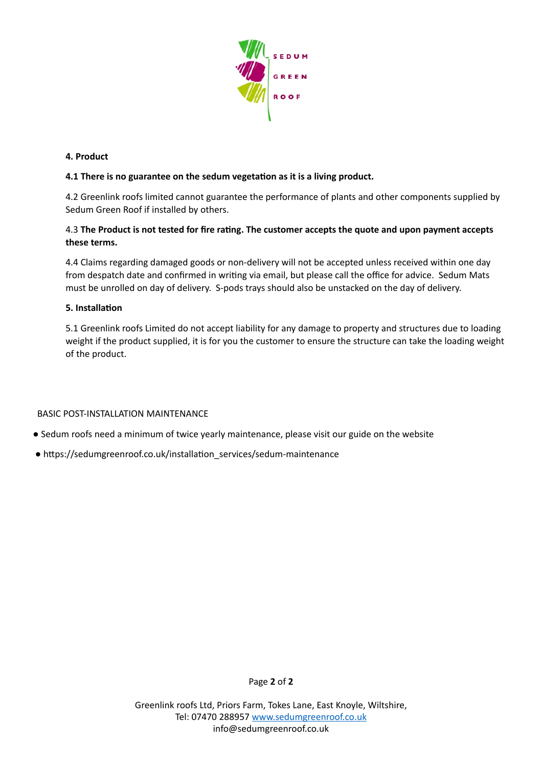**4. Product**

**4.1 There is no guarantee on the sedum vegetation as it is a living product.**

4.2 Greenlink roofs limited cannot guarantee the performance of plants and other components supplied by Sedum Green Roof if installed by others.

4.3 **The Product is not tested for fire rating. The customer accepts the quote and upon payment accepts these terms.**

4.4 Claims regarding damaged goods or non-delivery will not be accepted unless received within one day from despatch date and confirmed in writing via email, but please call the office for advice. Sedum Mats must be unrolled on day of delivery. S-pods trays should also be unstacked on the day of delivery.

**5. Installation**

5.1 Greenlink roofs Limited do not accept liability for any damage to property and structures due to loading weight if the product supplied, it is for you the customer to ensure the structure can take the loading weight of the product.

BASIC POST-INSTALLATION MAINTENANCE

- Sedum roofs need a minimum of twice yearly maintenance, please visit our guide on the website
- https://sedumgreenroof.co.uk/installation_services/sedum-maintenance

Greenlink roofs Ltd, Priors Farm, Tokes Lane, East Knoyle, Wiltshire,
Tel: 07470 288957 www.sedumgreenroof.co.uk
info@sedumgreenroof.co.uk